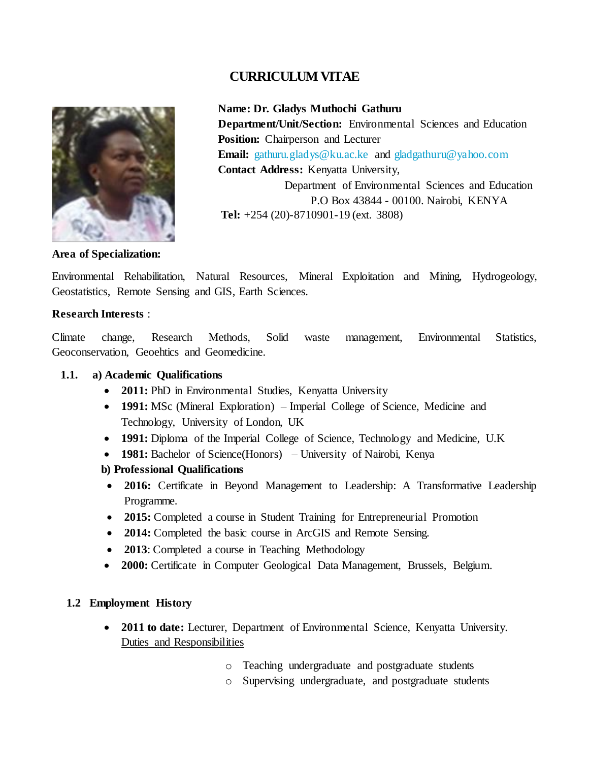# CURRICULUM VITAE

**Name: Dr. Gladys Muthochi Gathuru**
**Department/Unit/Section:** Environmental Sciences and Education
**Position:** Chairperson and Lecturer
**Email:** gathuru.gladys@ku.ac.ke and gladgathuru@yahoo.com
**Contact Address:** Kenyatta University,
Department of Environmental Sciences and Education
P.O Box 43844 - 00100. Nairobi, KENYA
**Tel:** +254 (20)-8710901-19 (ext. 3808)

**Area of Specialization:**

Environmental Rehabilitation, Natural Resources, Mineral Exploitation and Mining, Hydrogeology, Geostatistics, Remote Sensing and GIS, Earth Sciences.

**Research Interests** :

Climate change, Research Methods, Solid waste management, Environmental Statistics, Geoconservation, Geoehtics and Geomedicine.

### 1.1. a) Academic Qualifications

- **2011:** PhD in Environmental Studies, Kenyatta University
- **1991:** MSc (Mineral Exploration) – Imperial College of Science, Medicine and Technology, University of London, UK
- **1991:** Diploma of the Imperial College of Science, Technology and Medicine, U.K
- **1981:** Bachelor of Science(Honors) – University of Nairobi, Kenya

**b) Professional Qualifications**

- **2016:** Certificate in Beyond Management to Leadership: A Transformative Leadership Programme.
- **2015:** Completed a course in Student Training for Entrepreneurial Promotion
- **2014:** Completed the basic course in ArcGIS and Remote Sensing.
- **2013**: Completed a course in Teaching Methodology
- **2000:** Certificate in Computer Geological Data Management, Brussels, Belgium.

### 1.2 Employment History

- **2011 to date:** Lecturer, Department of Environmental Science, Kenyatta University.
  Duties and Responsibilities
  - Teaching undergraduate and postgraduate students
  - Supervising undergraduate, and postgraduate students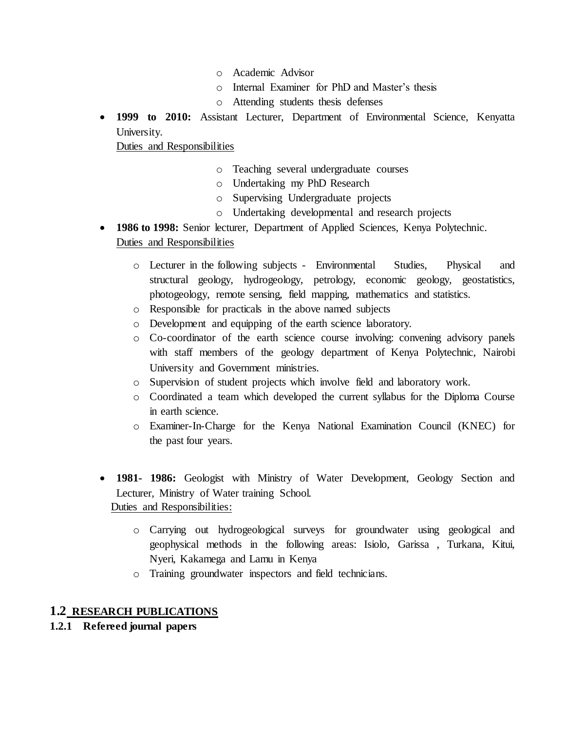- Academic Advisor
  - Internal Examiner for PhD and Master's thesis
  - Attending students thesis defenses

- **1999 to 2010:** Assistant Lecturer, Department of Environmental Science, Kenyatta University.

  Duties and Responsibilities

  - Teaching several undergraduate courses
  - Undertaking my PhD Research
  - Supervising Undergraduate projects
  - Undertaking developmental and research projects

- **1986 to 1998:** Senior lecturer, Department of Applied Sciences, Kenya Polytechnic.

  Duties and Responsibilities

  - Lecturer in the following subjects - Environmental Studies, Physical and structural geology, hydrogeology, petrology, economic geology, geostatistics, photogeology, remote sensing, field mapping, mathematics and statistics.
  - Responsible for practicals in the above named subjects
  - Development and equipping of the earth science laboratory.
  - Co-coordinator of the earth science course involving: convening advisory panels with staff members of the geology department of Kenya Polytechnic, Nairobi University and Government ministries.
  - Supervision of student projects which involve field and laboratory work.
  - Coordinated a team which developed the current syllabus for the Diploma Course in earth science.
  - Examiner-In-Charge for the Kenya National Examination Council (KNEC) for the past four years.

- **1981- 1986:** Geologist with Ministry of Water Development, Geology Section and Lecturer, Ministry of Water training School.

  Duties and Responsibilities:

  - Carrying out hydrogeological surveys for groundwater using geological and geophysical methods in the following areas: Isiolo, Garissa , Turkana, Kitui, Nyeri, Kakamega and Lamu in Kenya
  - Training groundwater inspectors and field technicians.

## 1.2 RESEARCH PUBLICATIONS

### 1.2.1 Refereed journal papers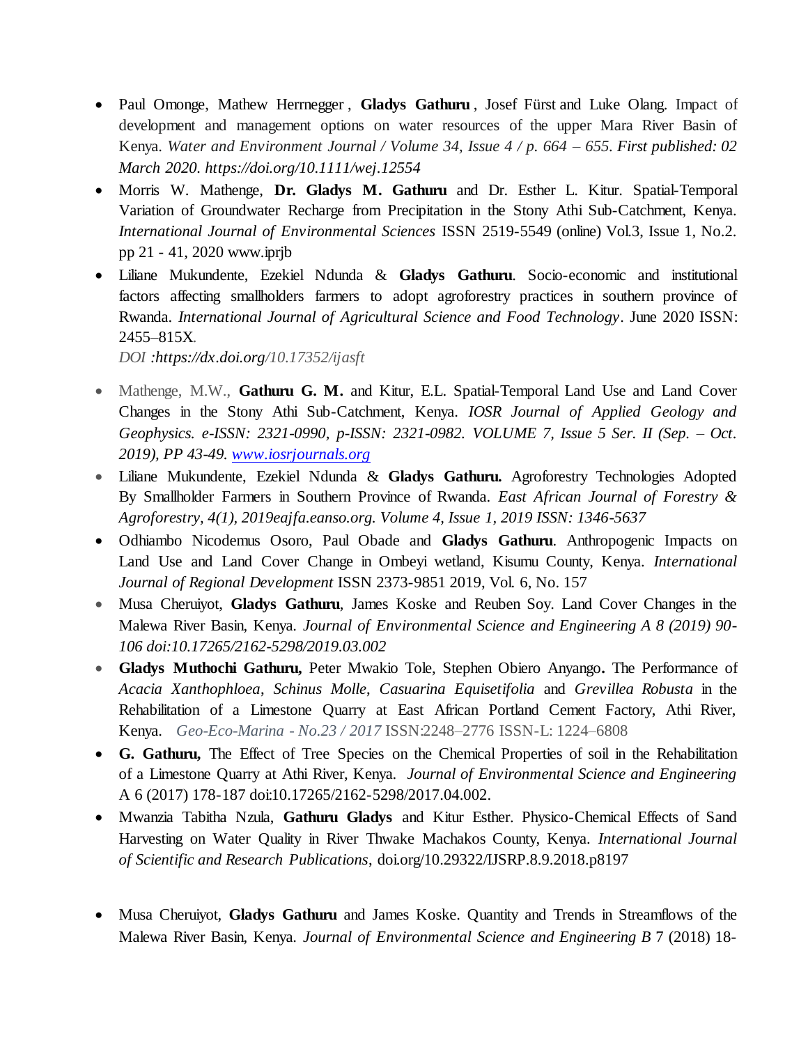- Paul Omonge, Mathew Herrnegger , **Gladys Gathuru** , Josef Fürst and Luke Olang. Impact of development and management options on water resources of the upper Mara River Basin of Kenya. *Water and Environment Journal / Volume 34, Issue 4 / p. 664 – 655. First published: 02 March 2020. https://doi.org/10.1111/wej.12554*
- Morris W. Mathenge, **Dr. Gladys M. Gathuru** and Dr. Esther L. Kitur. Spatial-Temporal Variation of Groundwater Recharge from Precipitation in the Stony Athi Sub-Catchment, Kenya. *International Journal of Environmental Sciences* ISSN 2519-5549 (online) Vol.3, Issue 1, No.2. pp 21 - 41, 2020 www.iprjb
- Liliane Mukundente, Ezekiel Ndunda & **Gladys Gathuru**. Socio-economic and institutional factors affecting smallholders farmers to adopt agroforestry practices in southern province of Rwanda. *International Journal of Agricultural Science and Food Technology*. June 2020 ISSN: 2455–815X.

  *DOI :https://dx.doi.org/10.17352/ijasft*

- Mathenge, M.W., **Gathuru G. M.** and Kitur, E.L. Spatial-Temporal Land Use and Land Cover Changes in the Stony Athi Sub-Catchment, Kenya. *IOSR Journal of Applied Geology and Geophysics. e-ISSN: 2321-0990, p-ISSN: 2321-0982. VOLUME 7, Issue 5 Ser. II (Sep. – Oct. 2019), PP 43-49. www.iosrjournals.org*
- Liliane Mukundente, Ezekiel Ndunda & **Gladys Gathuru.** Agroforestry Technologies Adopted By Smallholder Farmers in Southern Province of Rwanda. *East African Journal of Forestry & Agroforestry, 4(1), 2019eajfa.eanso.org. Volume 4, Issue 1, 2019 ISSN: 1346-5637*
- Odhiambo Nicodemus Osoro, Paul Obade and **Gladys Gathuru**. Anthropogenic Impacts on Land Use and Land Cover Change in Ombeyi wetland, Kisumu County, Kenya. *International Journal of Regional Development* ISSN 2373-9851 2019, Vol. 6, No. 157
- Musa Cheruiyot, **Gladys Gathuru**, James Koske and Reuben Soy. Land Cover Changes in the Malewa River Basin, Kenya. *Journal of Environmental Science and Engineering A 8 (2019) 90-106 doi:10.17265/2162-5298/2019.03.002*
- **Gladys Muthochi Gathuru,** Peter Mwakio Tole, Stephen Obiero Anyango**.** The Performance of *Acacia Xanthophloea*, *Schinus Molle*, *Casuarina Equisetifolia* and *Grevillea Robusta* in the Rehabilitation of a Limestone Quarry at East African Portland Cement Factory, Athi River, Kenya. *Geo-Eco-Marina - No.23 / 2017* ISSN:2248–2776 ISSN-L: 1224–6808
- **G. Gathuru,** The Effect of Tree Species on the Chemical Properties of soil in the Rehabilitation of a Limestone Quarry at Athi River, Kenya. *Journal of Environmental Science and Engineering* A 6 (2017) 178-187 doi:10.17265/2162-5298/2017.04.002.
- Mwanzia Tabitha Nzula, **Gathuru Gladys** and Kitur Esther. Physico-Chemical Effects of Sand Harvesting on Water Quality in River Thwake Machakos County, Kenya. *International Journal of Scientific and Research Publications*, doi.org/10.29322/IJSRP.8.9.2018.p8197
- Musa Cheruiyot, **Gladys Gathuru** and James Koske. Quantity and Trends in Streamflows of the Malewa River Basin, Kenya. *Journal of Environmental Science and Engineering B* 7 (2018) 18-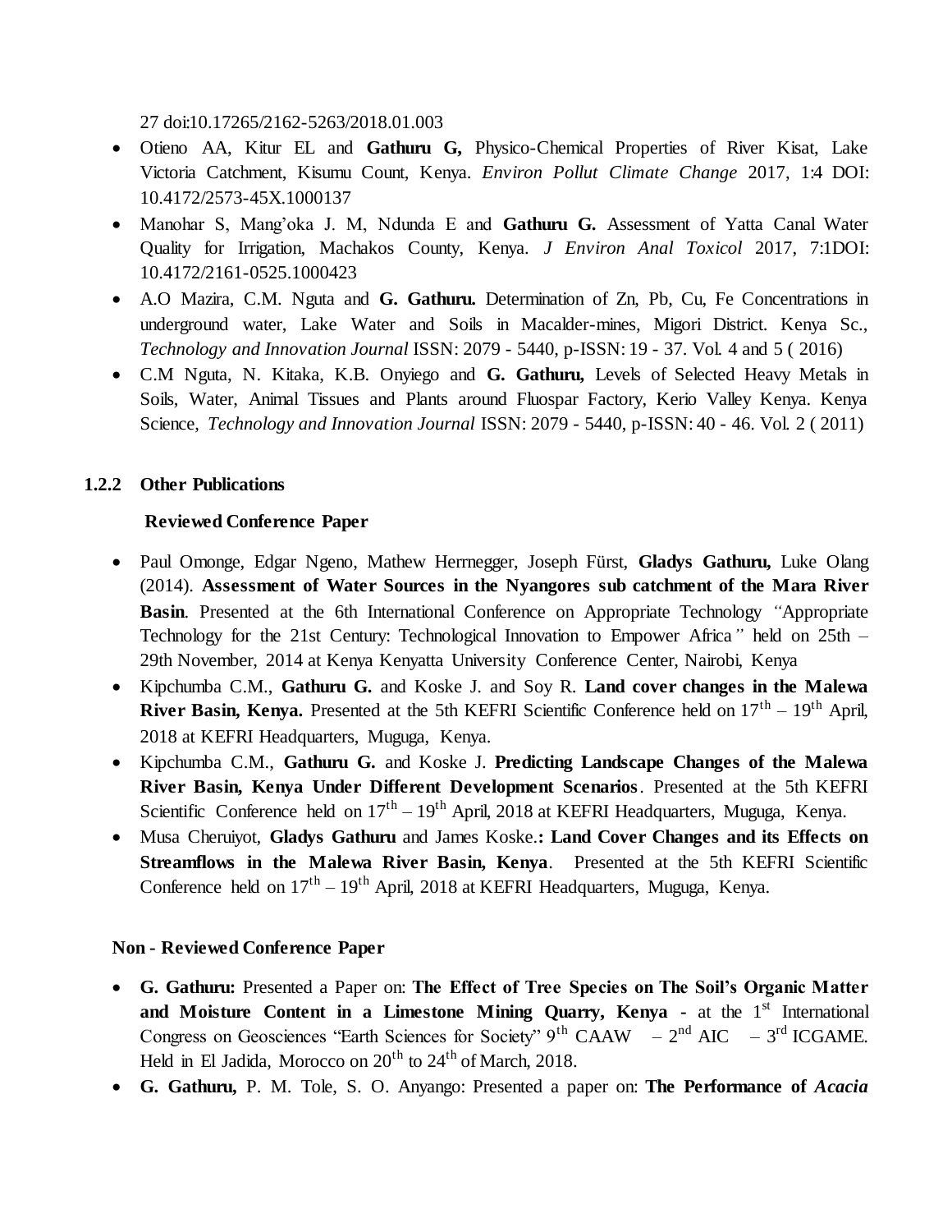27 doi:10.17265/2162-5263/2018.01.003

- Otieno AA, Kitur EL and **Gathuru G,** Physico-Chemical Properties of River Kisat, Lake Victoria Catchment, Kisumu Count, Kenya. *Environ Pollut Climate Change* 2017, 1:4 DOI: 10.4172/2573-45X.1000137
- Manohar S, Mang'oka J. M, Ndunda E and **Gathuru G.** Assessment of Yatta Canal Water Quality for Irrigation, Machakos County, Kenya. *J Environ Anal Toxicol* 2017, 7:1DOI: 10.4172/2161-0525.1000423
- A.O Mazira, C.M. Nguta and **G. Gathuru.** Determination of Zn, Pb, Cu, Fe Concentrations in underground water, Lake Water and Soils in Macalder-mines, Migori District. Kenya Sc., *Technology and Innovation Journal* ISSN: 2079 - 5440, p-ISSN: 19 - 37. Vol. 4 and 5 ( 2016)
- C.M Nguta, N. Kitaka, K.B. Onyiego and **G. Gathuru,** Levels of Selected Heavy Metals in Soils, Water, Animal Tissues and Plants around Fluospar Factory, Kerio Valley Kenya. Kenya Science, *Technology and Innovation Journal* ISSN: 2079 - 5440, p-ISSN: 40 - 46. Vol. 2 ( 2011)

### 1.2.2 Other Publications

**Reviewed Conference Paper**

- Paul Omonge, Edgar Ngeno, Mathew Herrnegger, Joseph Fürst, **Gladys Gathuru,** Luke Olang (2014). **Assessment of Water Sources in the Nyangores sub catchment of the Mara River Basin**. Presented at the 6th International Conference on Appropriate Technology *"*Appropriate Technology for the 21st Century: Technological Innovation to Empower Africa*"* held on 25th – 29th November, 2014 at Kenya Kenyatta University Conference Center, Nairobi, Kenya
- Kipchumba C.M., **Gathuru G.** and Koske J. and Soy R. **Land cover changes in the Malewa River Basin, Kenya.** Presented at the 5th KEFRI Scientific Conference held on 17th – 19th April, 2018 at KEFRI Headquarters, Muguga, Kenya.
- Kipchumba C.M., **Gathuru G.** and Koske J. **Predicting Landscape Changes of the Malewa River Basin, Kenya Under Different Development Scenarios**. Presented at the 5th KEFRI Scientific Conference held on 17th – 19th April, 2018 at KEFRI Headquarters, Muguga, Kenya.
- Musa Cheruiyot, **Gladys Gathuru** and James Koske.**: Land Cover Changes and its Effects on Streamflows in the Malewa River Basin, Kenya**. Presented at the 5th KEFRI Scientific Conference held on 17th – 19th April, 2018 at KEFRI Headquarters, Muguga, Kenya.

**Non - Reviewed Conference Paper**

- **G. Gathuru:** Presented a Paper on: **The Effect of Tree Species on The Soil's Organic Matter and Moisture Content in a Limestone Mining Quarry, Kenya -** at the 1st International Congress on Geosciences "Earth Sciences for Society" 9th CAAW – 2nd AIC – 3rd ICGAME. Held in El Jadida, Morocco on 20th to 24th of March, 2018.
- **G. Gathuru,** P. M. Tole, S. O. Anyango: Presented a paper on: **The Performance of *Acacia***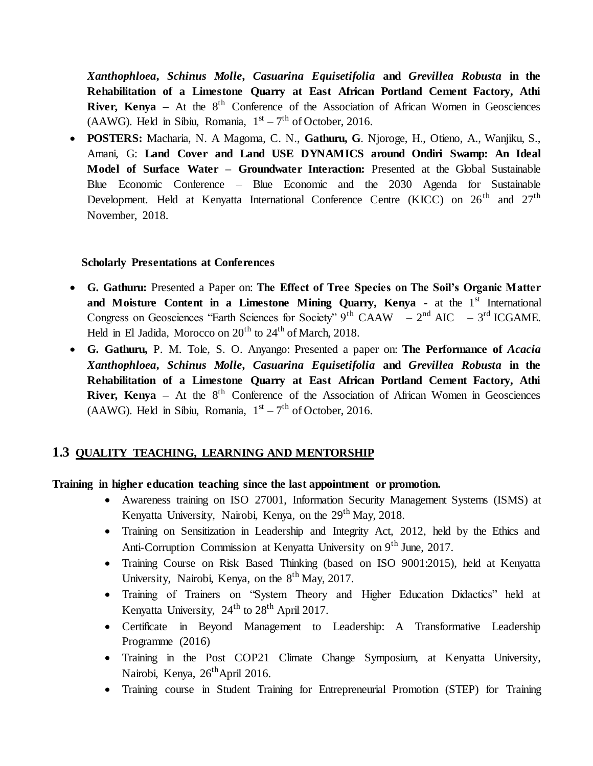***Xanthophloea*****,** ***Schinus Molle*****,** ***Casuarina Equisetifolia*** **and** ***Grevillea Robusta*** **in the Rehabilitation of a Limestone Quarry at East African Portland Cement Factory, Athi River, Kenya –** At the 8th Conference of the Association of African Women in Geosciences (AAWG). Held in Sibiu, Romania, 1st – 7th of October, 2016.

- **POSTERS:** Macharia, N. A Magoma, C. N., **Gathuru, G**. Njoroge, H., Otieno, A., Wanjiku, S., Amani, G: **Land Cover and Land USE DYNAMICS around Ondiri Swamp: An Ideal Model of Surface Water – Groundwater Interaction:** Presented at the Global Sustainable Blue Economic Conference – Blue Economic and the 2030 Agenda for Sustainable Development. Held at Kenyatta International Conference Centre (KICC) on 26th and 27th November, 2018.

**Scholarly Presentations at Conferences**

- **G. Gathuru:** Presented a Paper on: **The Effect of Tree Species on The Soil's Organic Matter and Moisture Content in a Limestone Mining Quarry, Kenya -** at the 1st International Congress on Geosciences "Earth Sciences for Society" 9th CAAW – 2nd AIC – 3rd ICGAME. Held in El Jadida, Morocco on 20th to 24th of March, 2018.
- **G. Gathuru,** P. M. Tole, S. O. Anyango: Presented a paper on: **The Performance of** ***Acacia Xanthophloea*****,** ***Schinus Molle*****,** ***Casuarina Equisetifolia*** **and** ***Grevillea Robusta*** **in the Rehabilitation of a Limestone Quarry at East African Portland Cement Factory, Athi River, Kenya –** At the 8th Conference of the Association of African Women in Geosciences (AAWG). Held in Sibiu, Romania, 1st – 7th of October, 2016.

## 1.3 QUALITY TEACHING, LEARNING AND MENTORSHIP

**Training in higher education teaching since the last appointment or promotion.**

- Awareness training on ISO 27001, Information Security Management Systems (ISMS) at Kenyatta University, Nairobi, Kenya, on the 29th May, 2018.
- Training on Sensitization in Leadership and Integrity Act, 2012, held by the Ethics and Anti-Corruption Commission at Kenyatta University on 9th June, 2017.
- Training Course on Risk Based Thinking (based on ISO 9001:2015), held at Kenyatta University, Nairobi, Kenya, on the 8th May, 2017.
- Training of Trainers on "System Theory and Higher Education Didactics" held at Kenyatta University, 24th to 28th April 2017.
- Certificate in Beyond Management to Leadership: A Transformative Leadership Programme (2016)
- Training in the Post COP21 Climate Change Symposium, at Kenyatta University, Nairobi, Kenya, 26th April 2016.
- Training course in Student Training for Entrepreneurial Promotion (STEP) for Training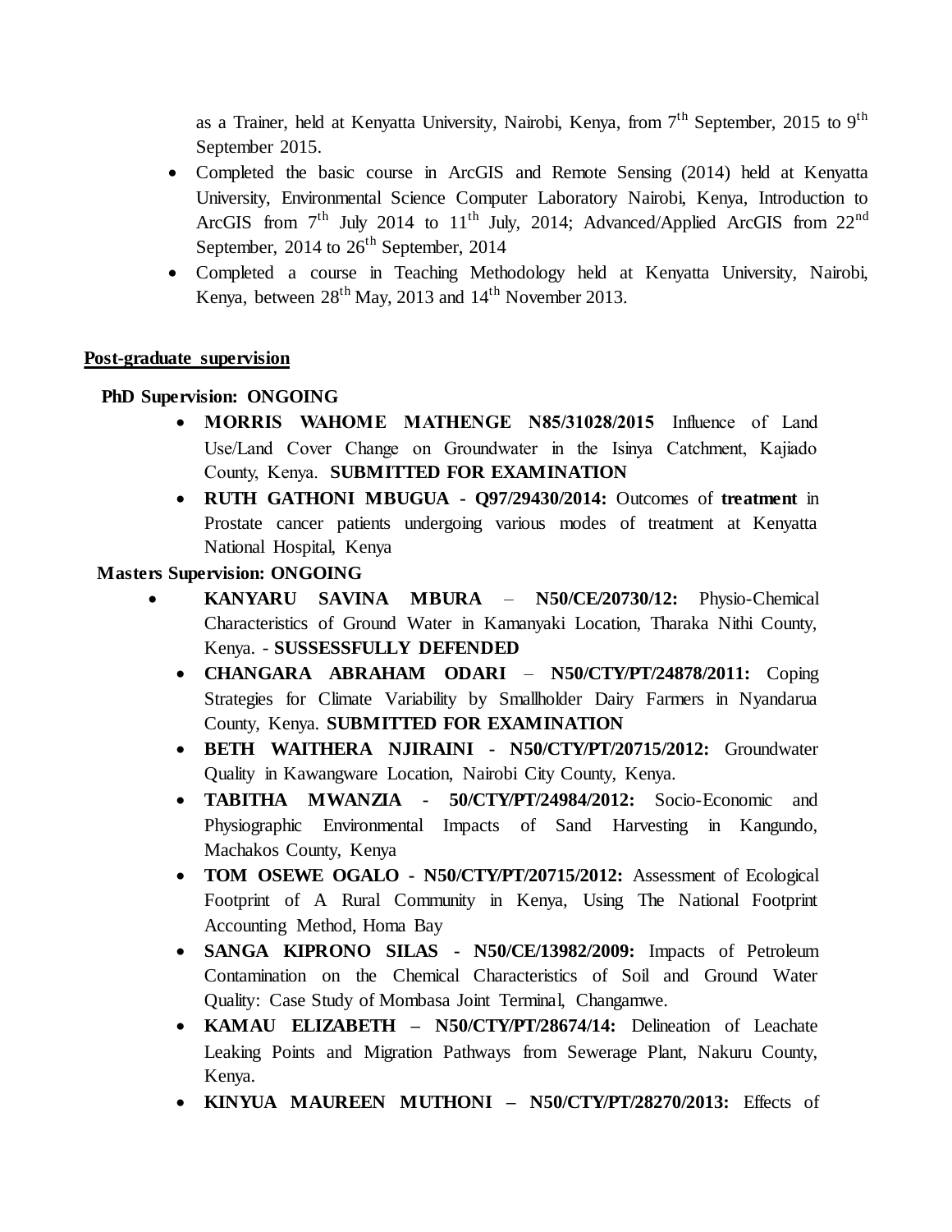as a Trainer, held at Kenyatta University, Nairobi, Kenya, from 7th September, 2015 to 9th September 2015.

- Completed the basic course in ArcGIS and Remote Sensing (2014) held at Kenyatta University, Environmental Science Computer Laboratory Nairobi, Kenya, Introduction to ArcGIS from 7th July 2014 to 11th July, 2014; Advanced/Applied ArcGIS from 22nd September, 2014 to 26th September, 2014
- Completed a course in Teaching Methodology held at Kenyatta University, Nairobi, Kenya, between 28th May, 2013 and 14th November 2013.

## Post-graduate supervision

**PhD Supervision: ONGOING**

- **MORRIS WAHOME MATHENGE N85/31028/2015** Influence of Land Use/Land Cover Change on Groundwater in the Isinya Catchment, Kajiado County, Kenya. **SUBMITTED FOR EXAMINATION**
- **RUTH GATHONI MBUGUA - Q97/29430/2014:** Outcomes of **treatment** in Prostate cancer patients undergoing various modes of treatment at Kenyatta National Hospital, Kenya

**Masters Supervision: ONGOING**

- **KANYARU SAVINA MBURA** – **N50/CE/20730/12:** Physio-Chemical Characteristics of Ground Water in Kamanyaki Location, Tharaka Nithi County, Kenya. - **SUSSESSFULLY DEFENDED**
- **CHANGARA ABRAHAM ODARI** – **N50/CTY/PT/24878/2011:** Coping Strategies for Climate Variability by Smallholder Dairy Farmers in Nyandarua County, Kenya. **SUBMITTED FOR EXAMINATION**
- **BETH WAITHERA NJIRAINI - N50/CTY/PT/20715/2012:** Groundwater Quality in Kawangware Location, Nairobi City County, Kenya.
- **TABITHA MWANZIA - 50/CTY/PT/24984/2012:** Socio-Economic and Physiographic Environmental Impacts of Sand Harvesting in Kangundo, Machakos County, Kenya
- **TOM OSEWE OGALO - N50/CTY/PT/20715/2012:** Assessment of Ecological Footprint of A Rural Community in Kenya, Using The National Footprint Accounting Method, Homa Bay
- **SANGA KIPRONO SILAS - N50/CE/13982/2009:** Impacts of Petroleum Contamination on the Chemical Characteristics of Soil and Ground Water Quality: Case Study of Mombasa Joint Terminal, Changamwe.
- **KAMAU ELIZABETH – N50/CTY/PT/28674/14:** Delineation of Leachate Leaking Points and Migration Pathways from Sewerage Plant, Nakuru County, Kenya.
- **KINYUA MAUREEN MUTHONI – N50/CTY/PT/28270/2013:** Effects of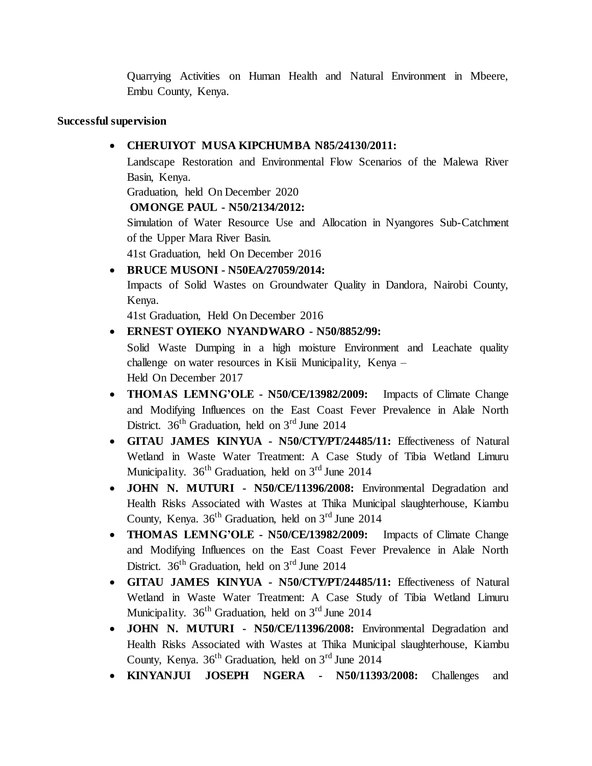Quarrying Activities on Human Health and Natural Environment in Mbeere, Embu County, Kenya.

**Successful supervision**

- **CHERUIYOT MUSA KIPCHUMBA N85/24130/2011:**
  Landscape Restoration and Environmental Flow Scenarios of the Malewa River Basin, Kenya.
  Graduation, held On December 2020
  **OMONGE PAUL - N50/2134/2012:**
  Simulation of Water Resource Use and Allocation in Nyangores Sub-Catchment of the Upper Mara River Basin.
  41st Graduation, held On December 2016
- **BRUCE MUSONI - N50EA/27059/2014:**
  Impacts of Solid Wastes on Groundwater Quality in Dandora, Nairobi County, Kenya.
  41st Graduation, Held On December 2016
- **ERNEST OYIEKO NYANDWARO - N50/8852/99:**
  Solid Waste Dumping in a high moisture Environment and Leachate quality challenge on water resources in Kisii Municipality, Kenya –
  Held On December 2017
- **THOMAS LEMNG'OLE - N50/CE/13982/2009:** Impacts of Climate Change and Modifying Influences on the East Coast Fever Prevalence in Alale North District. 36th Graduation, held on 3rd June 2014
- **GITAU JAMES KINYUA - N50/CTY/PT/24485/11:** Effectiveness of Natural Wetland in Waste Water Treatment: A Case Study of Tibia Wetland Limuru Municipality. 36th Graduation, held on 3rd June 2014
- **JOHN N. MUTURI - N50/CE/11396/2008:** Environmental Degradation and Health Risks Associated with Wastes at Thika Municipal slaughterhouse, Kiambu County, Kenya. 36th Graduation, held on 3rd June 2014
- **THOMAS LEMNG'OLE - N50/CE/13982/2009:** Impacts of Climate Change and Modifying Influences on the East Coast Fever Prevalence in Alale North District. 36th Graduation, held on 3rd June 2014
- **GITAU JAMES KINYUA - N50/CTY/PT/24485/11:** Effectiveness of Natural Wetland in Waste Water Treatment: A Case Study of Tibia Wetland Limuru Municipality. 36th Graduation, held on 3rd June 2014
- **JOHN N. MUTURI - N50/CE/11396/2008:** Environmental Degradation and Health Risks Associated with Wastes at Thika Municipal slaughterhouse, Kiambu County, Kenya. 36th Graduation, held on 3rd June 2014
- **KINYANJUI JOSEPH NGERA - N50/11393/2008:** Challenges and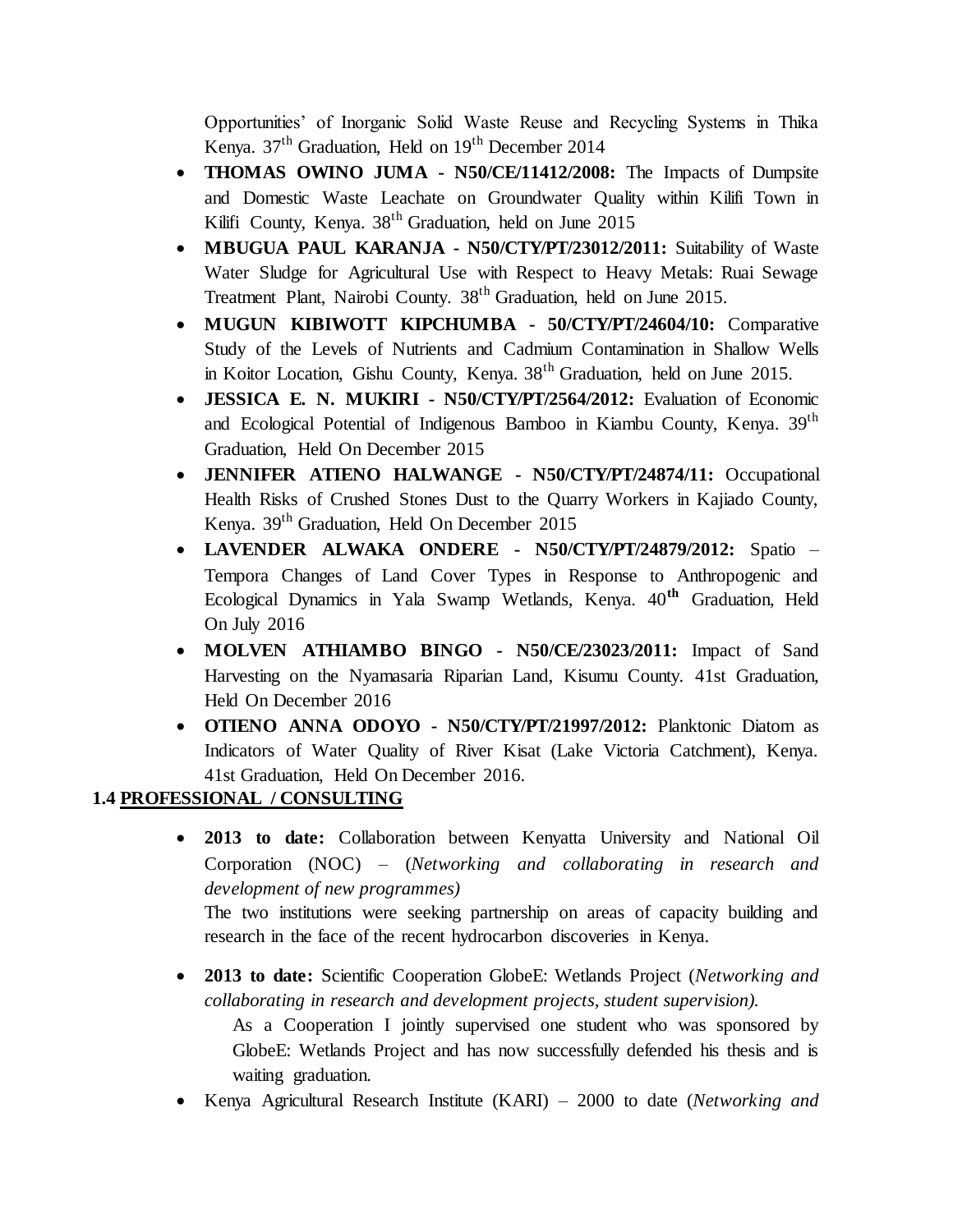Opportunities' of Inorganic Solid Waste Reuse and Recycling Systems in Thika Kenya. 37th Graduation, Held on 19th December 2014

- **THOMAS OWINO JUMA - N50/CE/11412/2008:** The Impacts of Dumpsite and Domestic Waste Leachate on Groundwater Quality within Kilifi Town in Kilifi County, Kenya. 38th Graduation, held on June 2015
- **MBUGUA PAUL KARANJA - N50/CTY/PT/23012/2011:** Suitability of Waste Water Sludge for Agricultural Use with Respect to Heavy Metals: Ruai Sewage Treatment Plant, Nairobi County. 38th Graduation, held on June 2015.
- **MUGUN KIBIWOTT KIPCHUMBA - 50/CTY/PT/24604/10:** Comparative Study of the Levels of Nutrients and Cadmium Contamination in Shallow Wells in Koitor Location, Gishu County, Kenya. 38th Graduation, held on June 2015.
- **JESSICA E. N. MUKIRI - N50/CTY/PT/2564/2012:** Evaluation of Economic and Ecological Potential of Indigenous Bamboo in Kiambu County, Kenya. 39th Graduation, Held On December 2015
- **JENNIFER ATIENO HALWANGE - N50/CTY/PT/24874/11:** Occupational Health Risks of Crushed Stones Dust to the Quarry Workers in Kajiado County, Kenya. 39th Graduation, Held On December 2015
- **LAVENDER ALWAKA ONDERE - N50/CTY/PT/24879/2012:** Spatio – Tempora Changes of Land Cover Types in Response to Anthropogenic and Ecological Dynamics in Yala Swamp Wetlands, Kenya. 40**th** Graduation, Held On July 2016
- **MOLVEN ATHIAMBO BINGO - N50/CE/23023/2011:** Impact of Sand Harvesting on the Nyamasaria Riparian Land, Kisumu County. 41st Graduation, Held On December 2016
- **OTIENO ANNA ODOYO - N50/CTY/PT/21997/2012:** Planktonic Diatom as Indicators of Water Quality of River Kisat (Lake Victoria Catchment), Kenya. 41st Graduation, Held On December 2016.

### 1.4 PROFESSIONAL / CONSULTING

- **2013 to date:** Collaboration between Kenyatta University and National Oil Corporation (NOC) – (*Networking and collaborating in research and development of new programmes)*

  The two institutions were seeking partnership on areas of capacity building and research in the face of the recent hydrocarbon discoveries in Kenya.

- **2013 to date:** Scientific Cooperation GlobeE: Wetlands Project (*Networking and collaborating in research and development projects, student supervision).*

  As a Cooperation I jointly supervised one student who was sponsored by GlobeE: Wetlands Project and has now successfully defended his thesis and is waiting graduation.

- Kenya Agricultural Research Institute (KARI) – 2000 to date (*Networking and*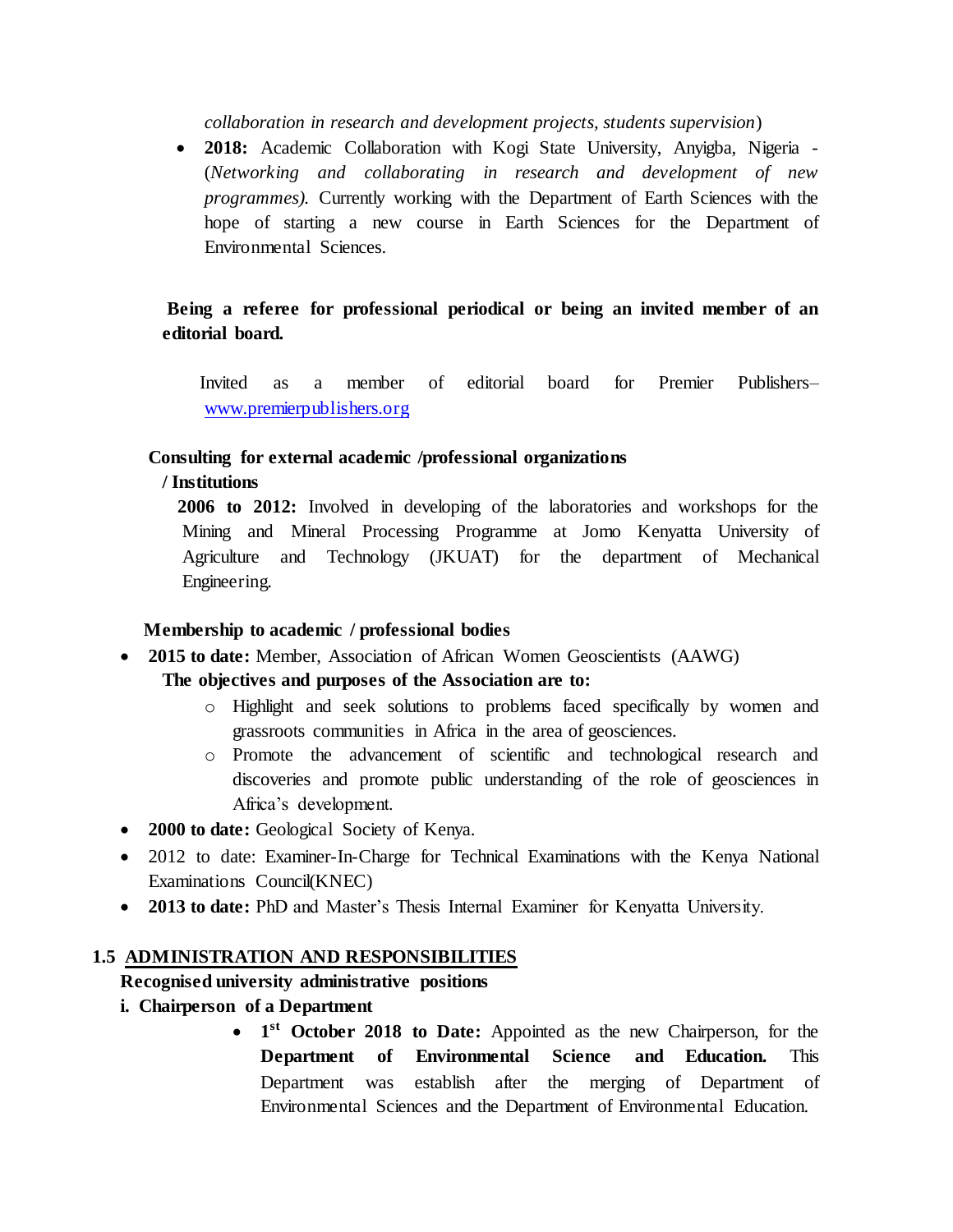*collaboration in research and development projects, students supervision*)

- **2018:** Academic Collaboration with Kogi State University, Anyigba, Nigeria - (*Networking and collaborating in research and development of new programmes).* Currently working with the Department of Earth Sciences with the hope of starting a new course in Earth Sciences for the Department of Environmental Sciences.

**Being a referee for professional periodical or being an invited member of an editorial board.**

Invited as a member of editorial board for Premier Publishers– [www.premierpublishers.org](http://www.premierpublishers.org)

**Consulting for external academic /professional organizations / Institutions**

**2006 to 2012:** Involved in developing of the laboratories and workshops for the Mining and Mineral Processing Programme at Jomo Kenyatta University of Agriculture and Technology (JKUAT) for the department of Mechanical Engineering.

**Membership to academic / professional bodies**

- **2015 to date:** Member, Association of African Women Geoscientists (AAWG)
  **The objectives and purposes of the Association are to:**
  - Highlight and seek solutions to problems faced specifically by women and grassroots communities in Africa in the area of geosciences.
  - Promote the advancement of scientific and technological research and discoveries and promote public understanding of the role of geosciences in Africa's development.
- **2000 to date:** Geological Society of Kenya.
- 2012 to date: Examiner-In-Charge for Technical Examinations with the Kenya National Examinations Council(KNEC)
- **2013 to date:** PhD and Master's Thesis Internal Examiner for Kenyatta University.

## 1.5 ADMINISTRATION AND RESPONSIBILITIES

**Recognised university administrative positions**

**i. Chairperson of a Department**

- **1st October 2018 to Date:** Appointed as the new Chairperson, for the **Department of Environmental Science and Education.** This Department was establish after the merging of Department of Environmental Sciences and the Department of Environmental Education.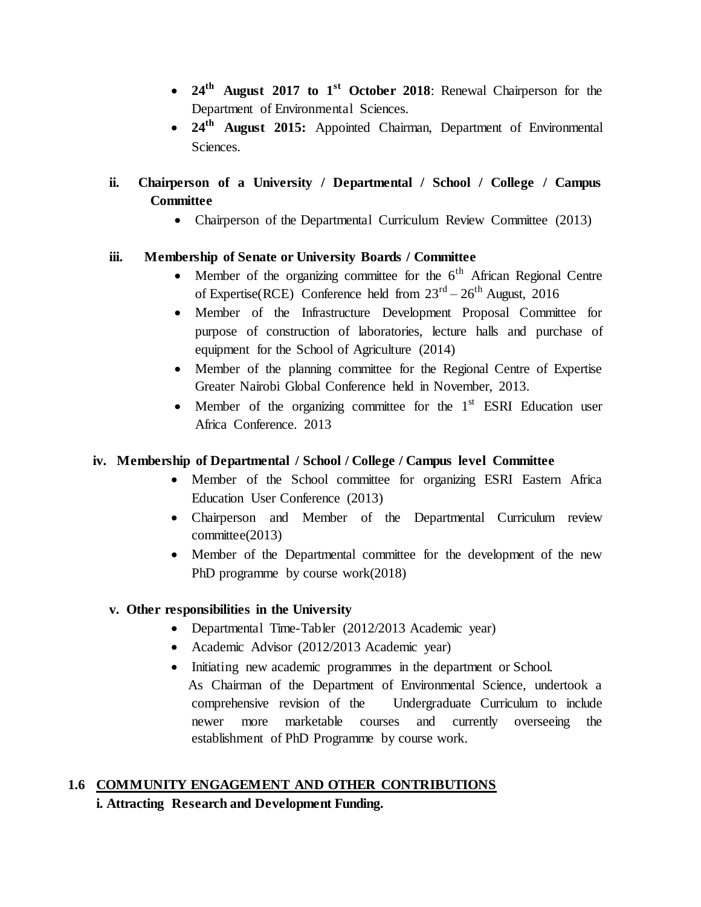- **24th August 2017 to 1st October 2018**: Renewal Chairperson for the Department of Environmental Sciences.
- **24th August 2015:** Appointed Chairman, Department of Environmental Sciences.

**ii. Chairperson of a University / Departmental / School / College / Campus Committee**

- Chairperson of the Departmental Curriculum Review Committee (2013)

**iii. Membership of Senate or University Boards / Committee**

- Member of the organizing committee for the 6th African Regional Centre of Expertise(RCE) Conference held from 23rd – 26th August, 2016
- Member of the Infrastructure Development Proposal Committee for purpose of construction of laboratories, lecture halls and purchase of equipment for the School of Agriculture (2014)
- Member of the planning committee for the Regional Centre of Expertise Greater Nairobi Global Conference held in November, 2013.
- Member of the organizing committee for the 1st ESRI Education user Africa Conference. 2013

**iv. Membership of Departmental / School / College / Campus level Committee**

- Member of the School committee for organizing ESRI Eastern Africa Education User Conference (2013)
- Chairperson and Member of the Departmental Curriculum review committee(2013)
- Member of the Departmental committee for the development of the new PhD programme by course work(2018)

**v. Other responsibilities in the University**

- Departmental Time-Tabler (2012/2013 Academic year)
- Academic Advisor (2012/2013 Academic year)
- Initiating new academic programmes in the department or School.
  As Chairman of the Department of Environmental Science, undertook a comprehensive revision of the Undergraduate Curriculum to include newer more marketable courses and currently overseeing the establishment of PhD Programme by course work.

## 1.6 COMMUNITY ENGAGEMENT AND OTHER CONTRIBUTIONS

**i. Attracting Research and Development Funding.**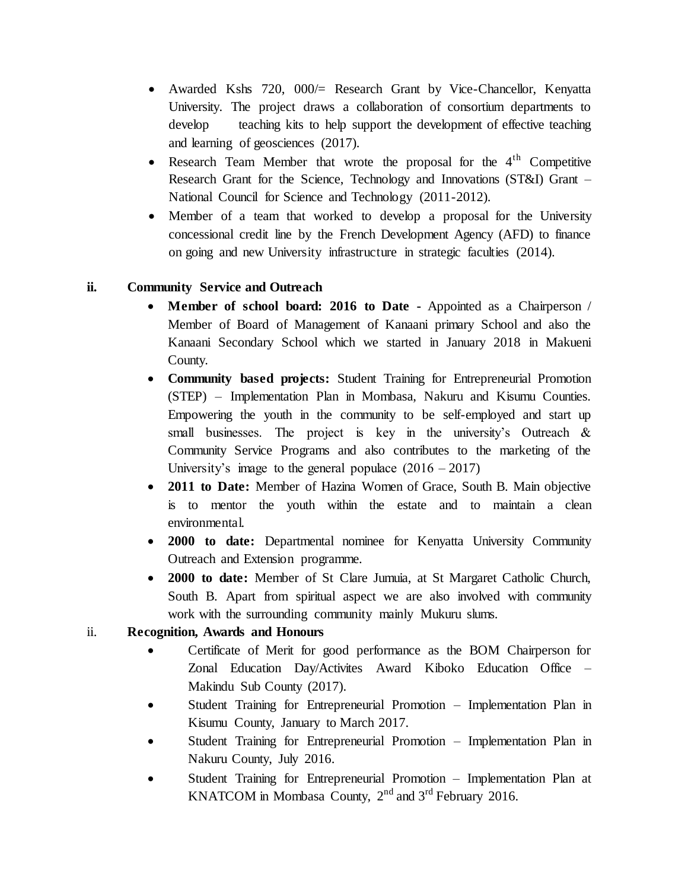- Awarded Kshs 720, 000/= Research Grant by Vice-Chancellor, Kenyatta University. The project draws a collaboration of consortium departments to develop teaching kits to help support the development of effective teaching and learning of geosciences (2017).
- Research Team Member that wrote the proposal for the 4th Competitive Research Grant for the Science, Technology and Innovations (ST&I) Grant – National Council for Science and Technology (2011-2012).
- Member of a team that worked to develop a proposal for the University concessional credit line by the French Development Agency (AFD) to finance on going and new University infrastructure in strategic faculties (2014).

### ii. Community Service and Outreach

- **Member of school board: 2016 to Date -** Appointed as a Chairperson / Member of Board of Management of Kanaani primary School and also the Kanaani Secondary School which we started in January 2018 in Makueni County.
- **Community based projects:** Student Training for Entrepreneurial Promotion (STEP) – Implementation Plan in Mombasa, Nakuru and Kisumu Counties. Empowering the youth in the community to be self-employed and start up small businesses. The project is key in the university's Outreach & Community Service Programs and also contributes to the marketing of the University's image to the general populace (2016 – 2017)
- **2011 to Date:** Member of Hazina Women of Grace, South B. Main objective is to mentor the youth within the estate and to maintain a clean environmental.
- **2000 to date:** Departmental nominee for Kenyatta University Community Outreach and Extension programme.
- **2000 to date:** Member of St Clare Jumuia, at St Margaret Catholic Church, South B. Apart from spiritual aspect we are also involved with community work with the surrounding community mainly Mukuru slums.

### ii. Recognition, Awards and Honours

- Certificate of Merit for good performance as the BOM Chairperson for Zonal Education Day/Activites Award Kiboko Education Office – Makindu Sub County (2017).
- Student Training for Entrepreneurial Promotion – Implementation Plan in Kisumu County, January to March 2017.
- Student Training for Entrepreneurial Promotion – Implementation Plan in Nakuru County, July 2016.
- Student Training for Entrepreneurial Promotion – Implementation Plan at KNATCOM in Mombasa County, 2nd and 3rd February 2016.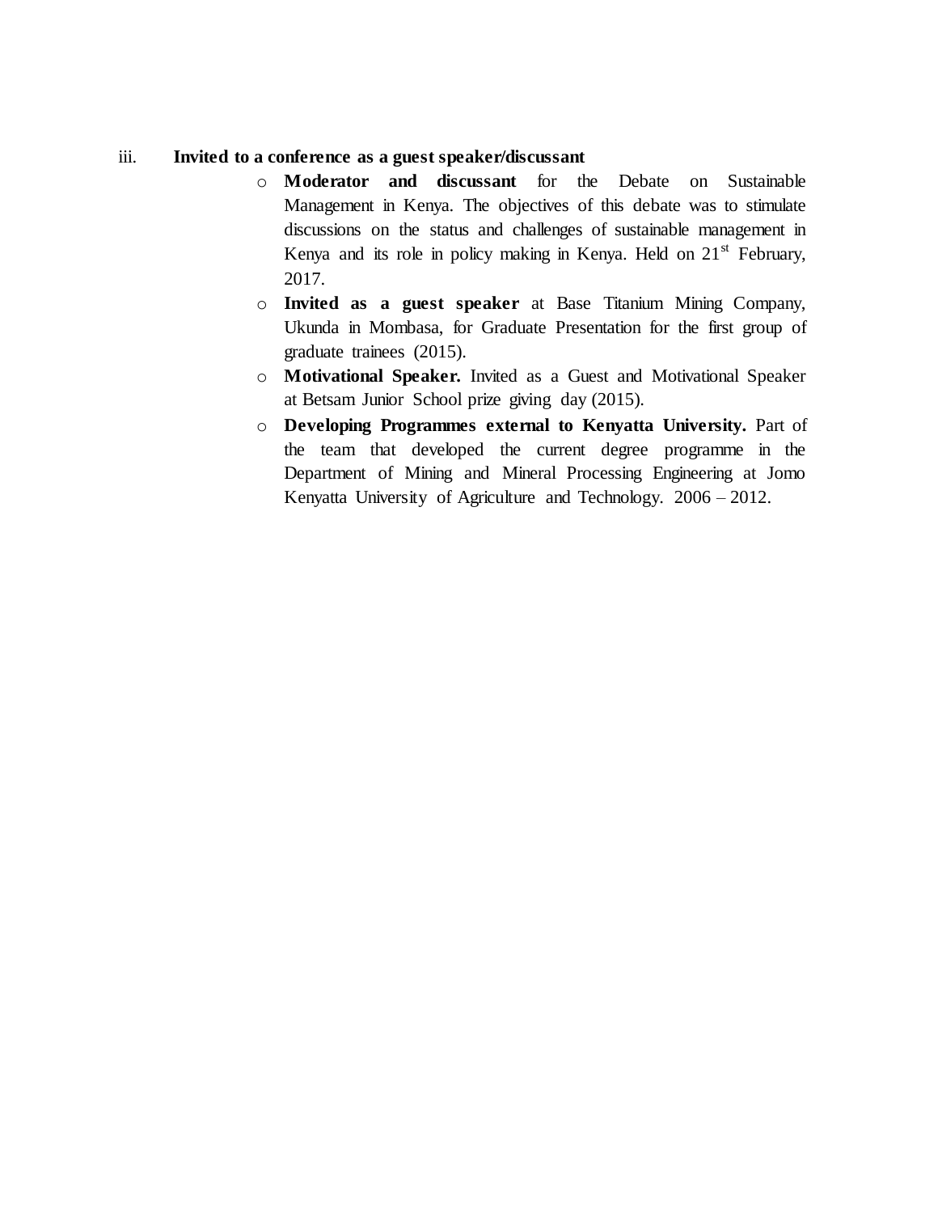iii. **Invited to a conference as a guest speaker/discussant**

- **Moderator and discussant** for the Debate on Sustainable Management in Kenya. The objectives of this debate was to stimulate discussions on the status and challenges of sustainable management in Kenya and its role in policy making in Kenya. Held on 21st February, 2017.
- **Invited as a guest speaker** at Base Titanium Mining Company, Ukunda in Mombasa, for Graduate Presentation for the first group of graduate trainees (2015).
- **Motivational Speaker.** Invited as a Guest and Motivational Speaker at Betsam Junior School prize giving day (2015).
- **Developing Programmes external to Kenyatta University.** Part of the team that developed the current degree programme in the Department of Mining and Mineral Processing Engineering at Jomo Kenyatta University of Agriculture and Technology. 2006 – 2012.